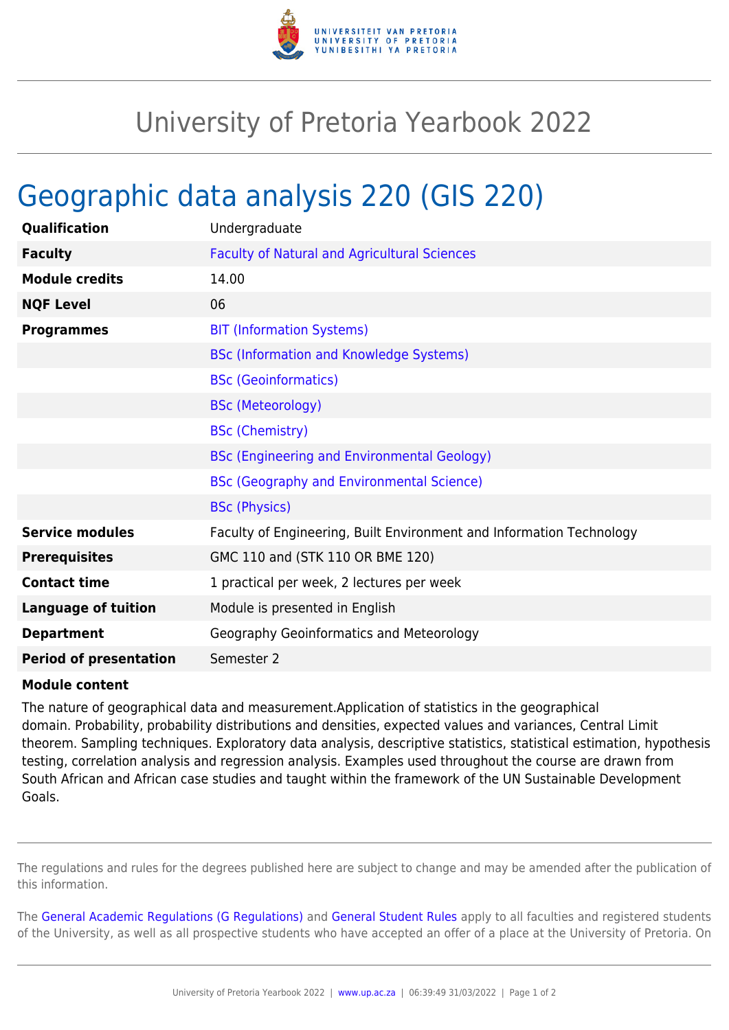# University of Pretoria Yearbook 2022

## Geographic data analysis 220 (GIS 220)

| | |
|---|---|
| **Qualification** | Undergraduate |
| **Faculty** | Faculty of Natural and Agricultural Sciences |
| **Module credits** | 14.00 |
| **NQF Level** | 06 |
| **Programmes** | BIT (Information Systems) |
| | BSc (Information and Knowledge Systems) |
| | BSc (Geoinformatics) |
| | BSc (Meteorology) |
| | BSc (Chemistry) |
| | BSc (Engineering and Environmental Geology) |
| | BSc (Geography and Environmental Science) |
| | BSc (Physics) |
| **Service modules** | Faculty of Engineering, Built Environment and Information Technology |
| **Prerequisites** | GMC 110 and (STK 110 OR BME 120) |
| **Contact time** | 1 practical per week, 2 lectures per week |
| **Language of tuition** | Module is presented in English |
| **Department** | Geography Geoinformatics and Meteorology |
| **Period of presentation** | Semester 2 |

**Module content**

The nature of geographical data and measurement.Application of statistics in the geographical domain. Probability, probability distributions and densities, expected values and variances, Central Limit theorem. Sampling techniques. Exploratory data analysis, descriptive statistics, statistical estimation, hypothesis testing, correlation analysis and regression analysis. Examples used throughout the course are drawn from South African and African case studies and taught within the framework of the UN Sustainable Development Goals.

The regulations and rules for the degrees published here are subject to change and may be amended after the publication of this information.

The General Academic Regulations (G Regulations) and General Student Rules apply to all faculties and registered students of the University, as well as all prospective students who have accepted an offer of a place at the University of Pretoria. On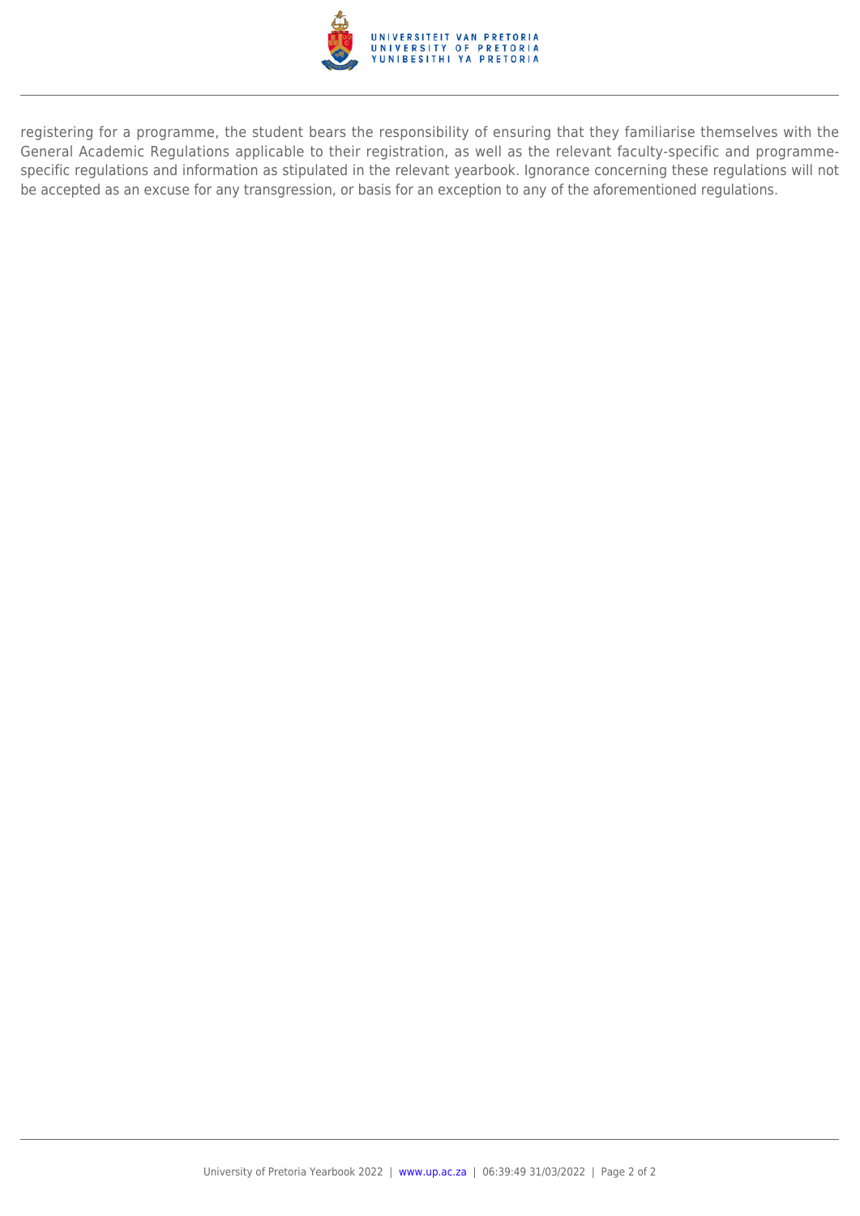registering for a programme, the student bears the responsibility of ensuring that they familiarise themselves with the General Academic Regulations applicable to their registration, as well as the relevant faculty-specific and programme-specific regulations and information as stipulated in the relevant yearbook. Ignorance concerning these regulations will not be accepted as an excuse for any transgression, or basis for an exception to any of the aforementioned regulations.